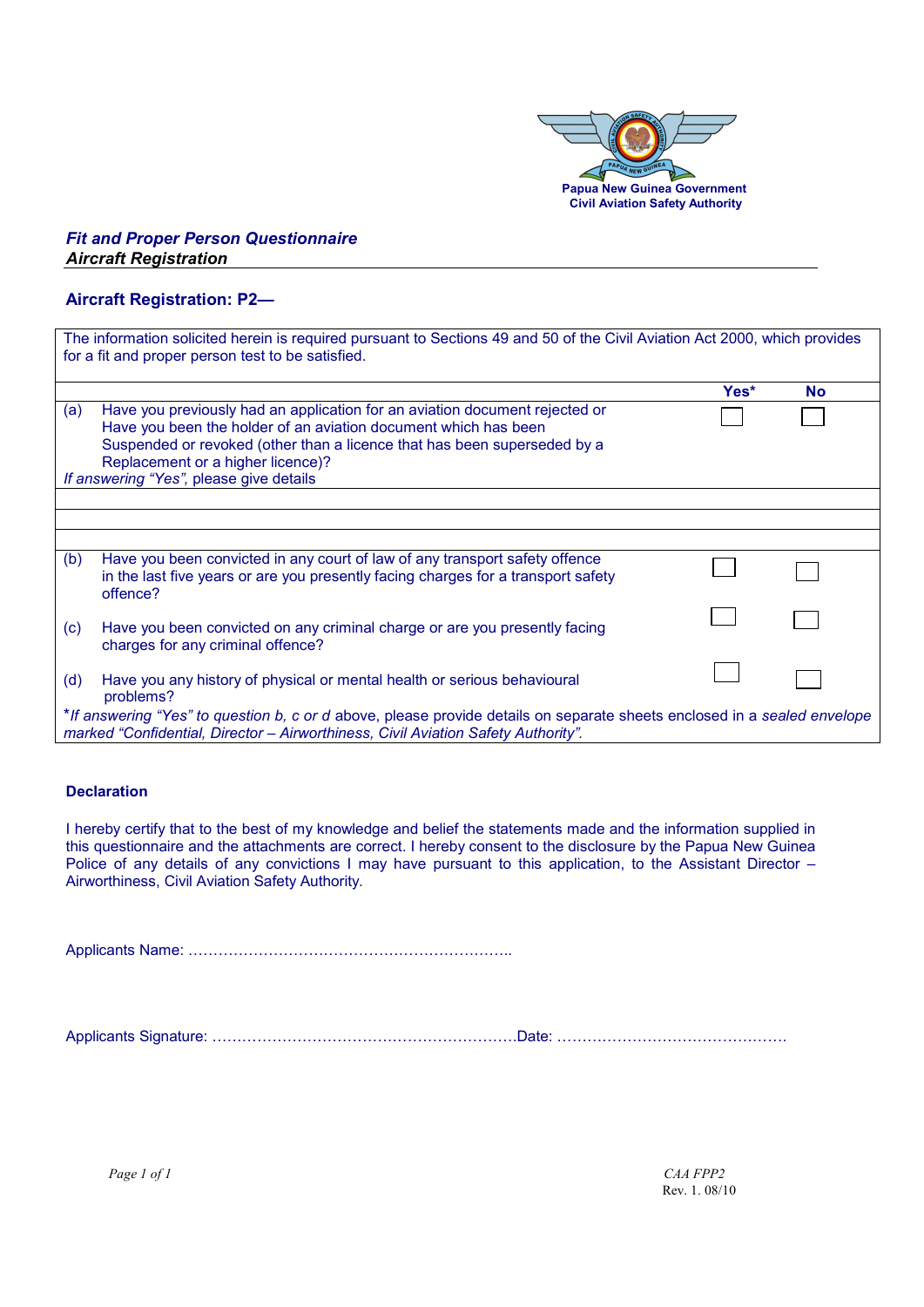Papua New Guinea Government
Civil Aviation Safety Authority

***Fit and Proper Person Questionnaire***
***Aircraft Registration***

## Aircraft Registration: P2—

The information solicited herein is required pursuant to Sections 49 and 50 of the Civil Aviation Act 2000, which provides for a fit and proper person test to be satisfied.

| | | Yes* | No |
|---|---|---|---|
| (a) | Have you previously had an application for an aviation document rejected or Have you been the holder of an aviation document which has been Suspended or revoked (other than a licence that has been superseded by a Replacement or a higher licence)? | ☐ | ☐ |
| *If answering "Yes",* please give details | | | |
| | | | |
| | | | |
| | | | |
| (b) | Have you been convicted in any court of law of any transport safety offence in the last five years or are you presently facing charges for a transport safety offence? | ☐ | ☐ |
| (c) | Have you been convicted on any criminal charge or are you presently facing charges for any criminal offence? | ☐ | ☐ |
| (d) | Have you any history of physical or mental health or serious behavioural problems? | ☐ | ☐ |

\**If answering "Yes" to question b, c or d* above, please provide details on separate sheets enclosed in a *sealed envelope marked "Confidential, Director – Airworthiness, Civil Aviation Safety Authority".*

### Declaration

I hereby certify that to the best of my knowledge and belief the statements made and the information supplied in this questionnaire and the attachments are correct. I hereby consent to the disclosure by the Papua New Guinea Police of any details of any convictions I may have pursuant to this application, to the Assistant Director – Airworthiness, Civil Aviation Safety Authority.

Applicants Name: ………………………………………………………..

Applicants Signature: …………………………………………………….Date: ……………………………………….

CAA FPP2
Rev. 1. 08/10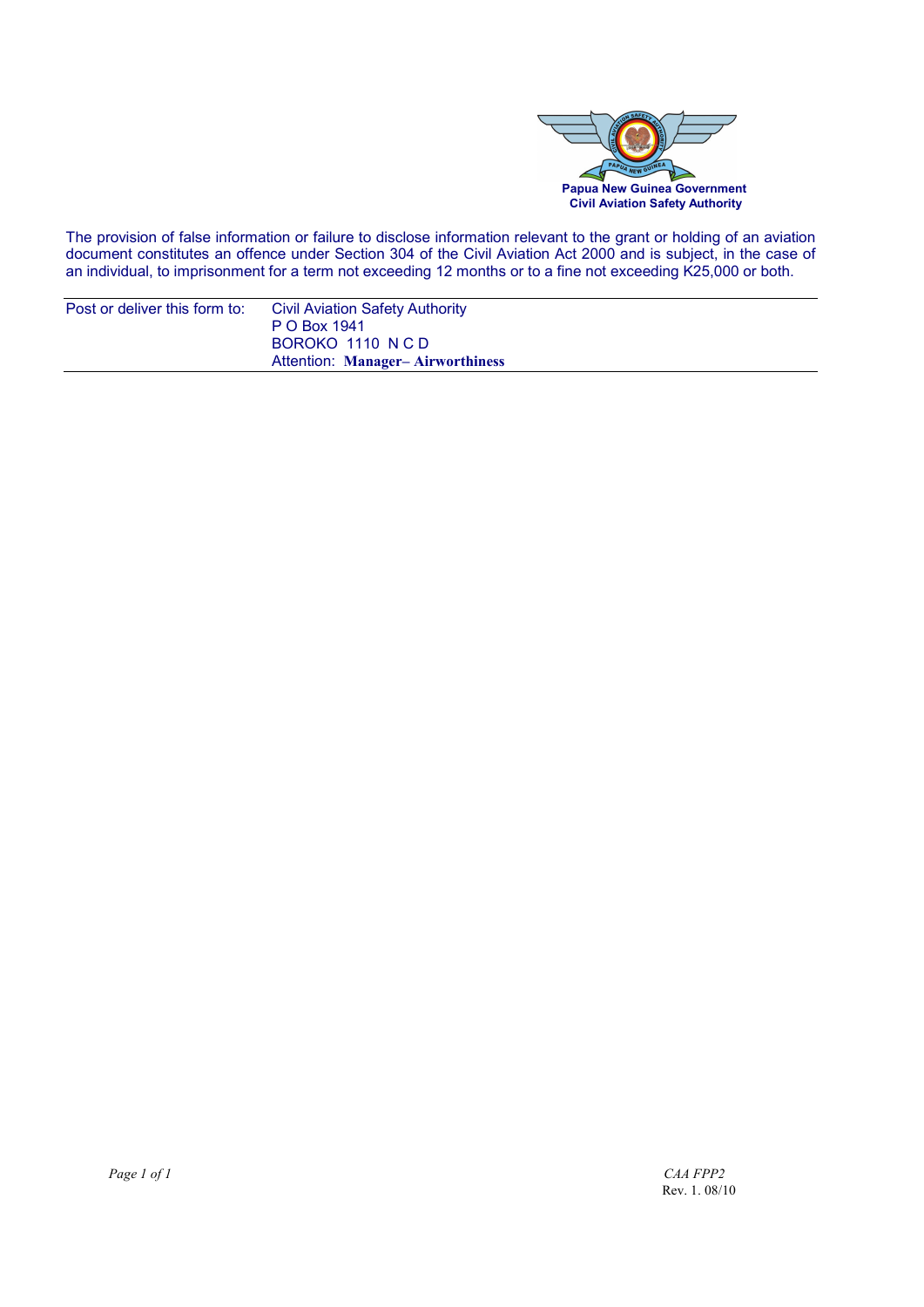Papua New Guinea Government
Civil Aviation Safety Authority

The provision of false information or failure to disclose information relevant to the grant or holding of an aviation document constitutes an offence under Section 304 of the Civil Aviation Act 2000 and is subject, in the case of an individual, to imprisonment for a term not exceeding 12 months or to a fine not exceeding K25,000 or both.

| | |
|---|---|
| Post or deliver this form to: | Civil Aviation Safety Authority<br>P O Box 1941<br>BOROKO 1110 N C D<br>Attention: **Manager– Airworthiness** |

CAA FPP2
Rev. 1. 08/10